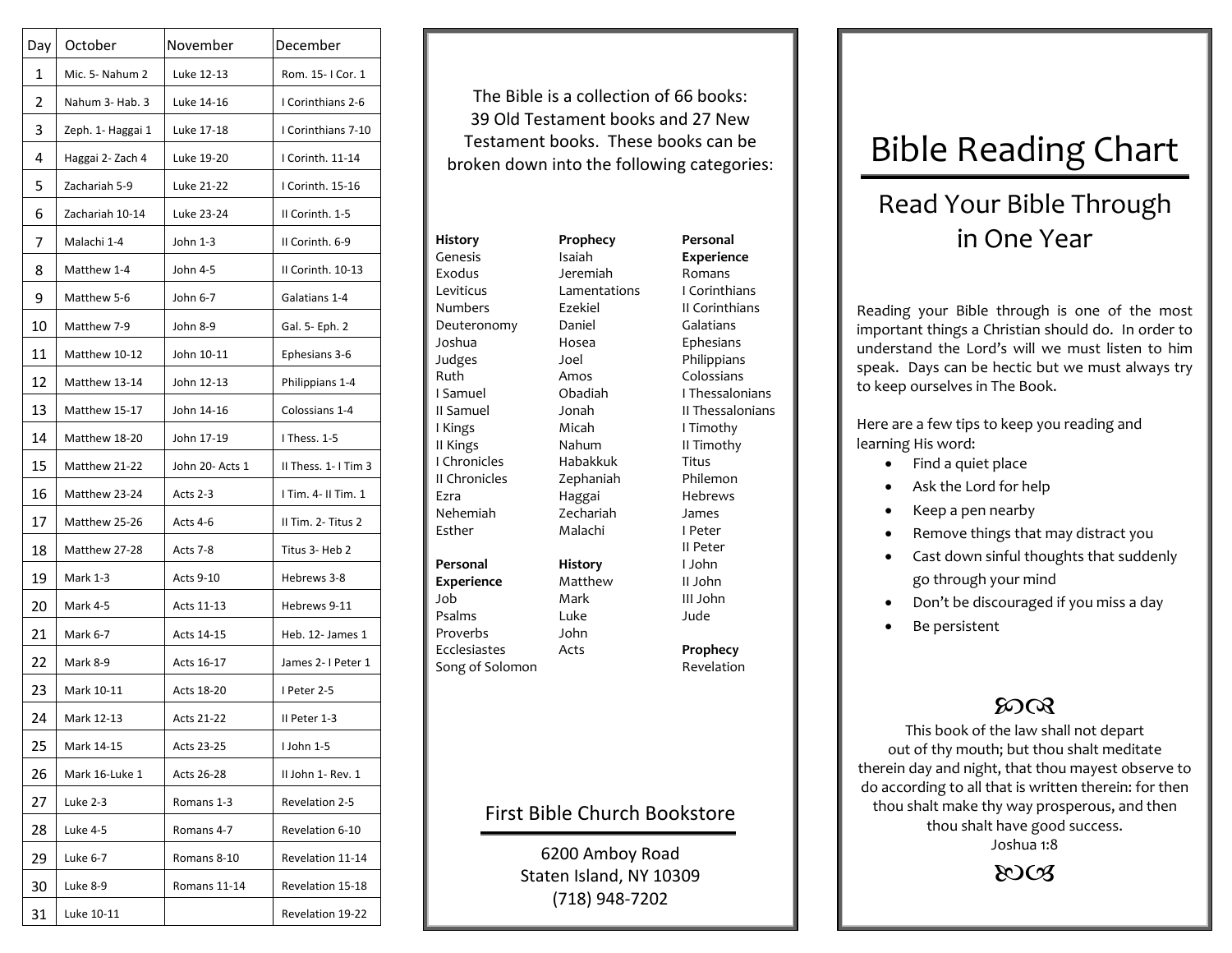| Day | October | November | December |
|---|---|---|---|
| 1 | Mic. 5- Nahum 2 | Luke 12-13 | Rom. 15- I Cor. 1 |
| 2 | Nahum 3- Hab. 3 | Luke 14-16 | I Corinthians 2-6 |
| 3 | Zeph. 1- Haggai 1 | Luke 17-18 | I Corinthians 7-10 |
| 4 | Haggai 2- Zach 4 | Luke 19-20 | I Corinth. 11-14 |
| 5 | Zachariah 5-9 | Luke 21-22 | I Corinth. 15-16 |
| 6 | Zachariah 10-14 | Luke 23-24 | II Corinth. 1-5 |
| 7 | Malachi 1-4 | John 1-3 | II Corinth. 6-9 |
| 8 | Matthew 1-4 | John 4-5 | II Corinth. 10-13 |
| 9 | Matthew 5-6 | John 6-7 | Galatians 1-4 |
| 10 | Matthew 7-9 | John 8-9 | Gal. 5- Eph. 2 |
| 11 | Matthew 10-12 | John 10-11 | Ephesians 3-6 |
| 12 | Matthew 13-14 | John 12-13 | Philippians 1-4 |
| 13 | Matthew 15-17 | John 14-16 | Colossians 1-4 |
| 14 | Matthew 18-20 | John 17-19 | I Thess. 1-5 |
| 15 | Matthew 21-22 | John 20- Acts 1 | II Thess. 1- I Tim 3 |
| 16 | Matthew 23-24 | Acts 2-3 | I Tim. 4- II Tim. 1 |
| 17 | Matthew 25-26 | Acts 4-6 | II Tim. 2- Titus 2 |
| 18 | Matthew 27-28 | Acts 7-8 | Titus 3- Heb 2 |
| 19 | Mark 1-3 | Acts 9-10 | Hebrews 3-8 |
| 20 | Mark 4-5 | Acts 11-13 | Hebrews 9-11 |
| 21 | Mark 6-7 | Acts 14-15 | Heb. 12- James 1 |
| 22 | Mark 8-9 | Acts 16-17 | James 2- I Peter 1 |
| 23 | Mark 10-11 | Acts 18-20 | I Peter 2-5 |
| 24 | Mark 12-13 | Acts 21-22 | II Peter 1-3 |
| 25 | Mark 14-15 | Acts 23-25 | I John 1-5 |
| 26 | Mark 16-Luke 1 | Acts 26-28 | II John 1- Rev. 1 |
| 27 | Luke 2-3 | Romans 1-3 | Revelation 2-5 |
| 28 | Luke 4-5 | Romans 4-7 | Revelation 6-10 |
| 29 | Luke 6-7 | Romans 8-10 | Revelation 11-14 |
| 30 | Luke 8-9 | Romans 11-14 | Revelation 15-18 |
| 31 | Luke 10-11 | | Revelation 19-22 |

The Bible is a collection of 66 books: 39 Old Testament books and 27 New Testament books. These books can be broken down into the following categories:

**History**
Genesis
Exodus
Leviticus
Numbers
Deuteronomy
Joshua
Judges
Ruth
I Samuel
II Samuel
I Kings
II Kings
I Chronicles
II Chronicles
Ezra
Nehemiah
Esther

**Personal Experience**
Job
Psalms
Proverbs
Ecclesiastes
Song of Solomon

**Prophecy**
Isaiah
Jeremiah
Lamentations
Ezekiel
Daniel
Hosea
Joel
Amos
Obadiah
Jonah
Micah
Nahum
Habakkuk
Zephaniah
Haggai
Zechariah
Malachi

**History**
Matthew
Mark
Luke
John
Acts

**Personal Experience**
Romans
I Corinthians
II Corinthians
Galatians
Ephesians
Philippians
Colossians
I Thessalonians
II Thessalonians
I Timothy
II Timothy
Titus
Philemon
Hebrews
James
I Peter
II Peter
I John
II John
III John
Jude

**Prophecy**
Revelation

## First Bible Church Bookstore

6200 Amboy Road
Staten Island, NY 10309
(718) 948-7202

# Bible Reading Chart

## Read Your Bible Through in One Year

Reading your Bible through is one of the most important things a Christian should do. In order to understand the Lord's will we must listen to him speak. Days can be hectic but we must always try to keep ourselves in The Book.

Here are a few tips to keep you reading and learning His word:

- Find a quiet place
- Ask the Lord for help
- Keep a pen nearby
- Remove things that may distract you
- Cast down sinful thoughts that suddenly go through your mind
- Don't be discouraged if you miss a day
- Be persistent

This book of the law shall not depart out of thy mouth; but thou shalt meditate therein day and night, that thou mayest observe to do according to all that is written therein: for then thou shalt make thy way prosperous, and then thou shalt have good success.
Joshua 1:8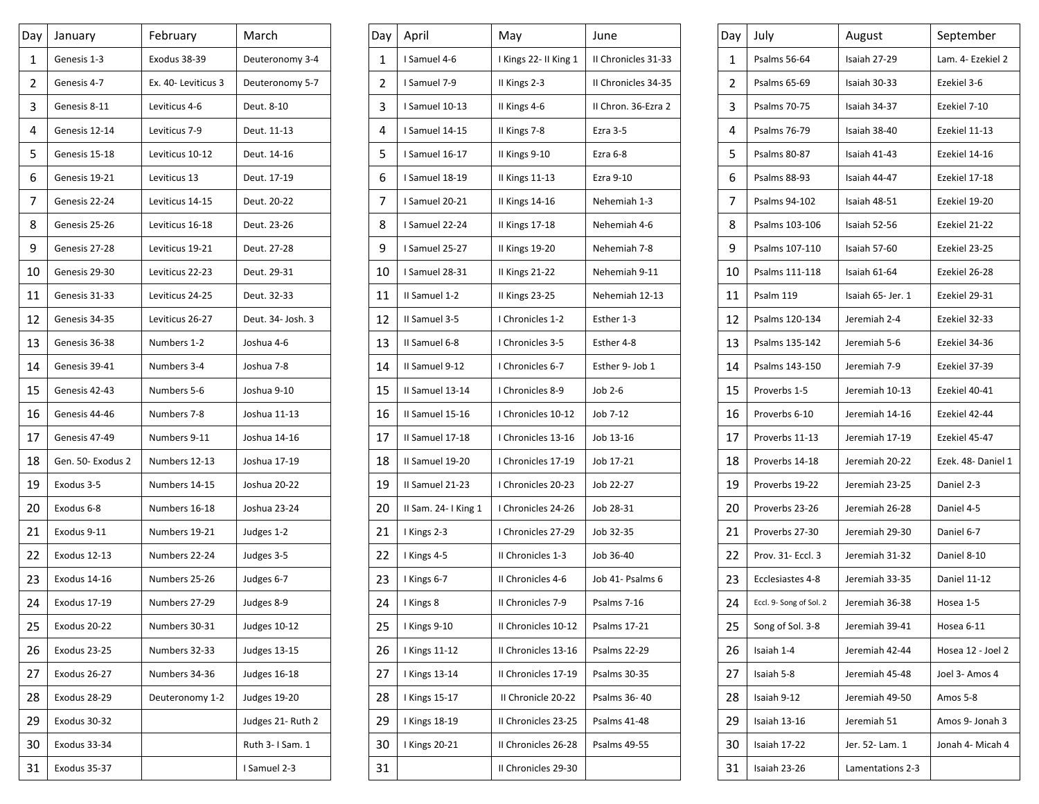| Day | January | February | March |
|---|---|---|---|
| 1 | Genesis 1-3 | Exodus 38-39 | Deuteronomy 3-4 |
| 2 | Genesis 4-7 | Ex. 40- Leviticus 3 | Deuteronomy 5-7 |
| 3 | Genesis 8-11 | Leviticus 4-6 | Deut. 8-10 |
| 4 | Genesis 12-14 | Leviticus 7-9 | Deut. 11-13 |
| 5 | Genesis 15-18 | Leviticus 10-12 | Deut. 14-16 |
| 6 | Genesis 19-21 | Leviticus 13 | Deut. 17-19 |
| 7 | Genesis 22-24 | Leviticus 14-15 | Deut. 20-22 |
| 8 | Genesis 25-26 | Leviticus 16-18 | Deut. 23-26 |
| 9 | Genesis 27-28 | Leviticus 19-21 | Deut. 27-28 |
| 10 | Genesis 29-30 | Leviticus 22-23 | Deut. 29-31 |
| 11 | Genesis 31-33 | Leviticus 24-25 | Deut. 32-33 |
| 12 | Genesis 34-35 | Leviticus 26-27 | Deut. 34- Josh. 3 |
| 13 | Genesis 36-38 | Numbers 1-2 | Joshua 4-6 |
| 14 | Genesis 39-41 | Numbers 3-4 | Joshua 7-8 |
| 15 | Genesis 42-43 | Numbers 5-6 | Joshua 9-10 |
| 16 | Genesis 44-46 | Numbers 7-8 | Joshua 11-13 |
| 17 | Genesis 47-49 | Numbers 9-11 | Joshua 14-16 |
| 18 | Gen. 50- Exodus 2 | Numbers 12-13 | Joshua 17-19 |
| 19 | Exodus 3-5 | Numbers 14-15 | Joshua 20-22 |
| 20 | Exodus 6-8 | Numbers 16-18 | Joshua 23-24 |
| 21 | Exodus 9-11 | Numbers 19-21 | Judges 1-2 |
| 22 | Exodus 12-13 | Numbers 22-24 | Judges 3-5 |
| 23 | Exodus 14-16 | Numbers 25-26 | Judges 6-7 |
| 24 | Exodus 17-19 | Numbers 27-29 | Judges 8-9 |
| 25 | Exodus 20-22 | Numbers 30-31 | Judges 10-12 |
| 26 | Exodus 23-25 | Numbers 32-33 | Judges 13-15 |
| 27 | Exodus 26-27 | Numbers 34-36 | Judges 16-18 |
| 28 | Exodus 28-29 | Deuteronomy 1-2 | Judges 19-20 |
| 29 | Exodus 30-32 | | Judges 21- Ruth 2 |
| 30 | Exodus 33-34 | | Ruth 3- I Sam. 1 |
| 31 | Exodus 35-37 | | I Samuel 2-3 |

| Day | April | May | June |
|---|---|---|---|
| 1 | I Samuel 4-6 | I Kings 22- II King 1 | II Chronicles 31-33 |
| 2 | I Samuel 7-9 | II Kings 2-3 | II Chronicles 34-35 |
| 3 | I Samuel 10-13 | II Kings 4-6 | II Chron. 36-Ezra 2 |
| 4 | I Samuel 14-15 | II Kings 7-8 | Ezra 3-5 |
| 5 | I Samuel 16-17 | II Kings 9-10 | Ezra 6-8 |
| 6 | I Samuel 18-19 | II Kings 11-13 | Ezra 9-10 |
| 7 | I Samuel 20-21 | II Kings 14-16 | Nehemiah 1-3 |
| 8 | I Samuel 22-24 | II Kings 17-18 | Nehemiah 4-6 |
| 9 | I Samuel 25-27 | II Kings 19-20 | Nehemiah 7-8 |
| 10 | I Samuel 28-31 | II Kings 21-22 | Nehemiah 9-11 |
| 11 | II Samuel 1-2 | II Kings 23-25 | Nehemiah 12-13 |
| 12 | II Samuel 3-5 | I Chronicles 1-2 | Esther 1-3 |
| 13 | II Samuel 6-8 | I Chronicles 3-5 | Esther 4-8 |
| 14 | II Samuel 9-12 | I Chronicles 6-7 | Esther 9- Job 1 |
| 15 | II Samuel 13-14 | I Chronicles 8-9 | Job 2-6 |
| 16 | II Samuel 15-16 | I Chronicles 10-12 | Job 7-12 |
| 17 | II Samuel 17-18 | I Chronicles 13-16 | Job 13-16 |
| 18 | II Samuel 19-20 | I Chronicles 17-19 | Job 17-21 |
| 19 | II Samuel 21-23 | I Chronicles 20-23 | Job 22-27 |
| 20 | II Sam. 24- I King 1 | I Chronicles 24-26 | Job 28-31 |
| 21 | I Kings 2-3 | I Chronicles 27-29 | Job 32-35 |
| 22 | I Kings 4-5 | II Chronicles 1-3 | Job 36-40 |
| 23 | I Kings 6-7 | II Chronicles 4-6 | Job 41- Psalms 6 |
| 24 | I Kings 8 | II Chronicles 7-9 | Psalms 7-16 |
| 25 | I Kings 9-10 | II Chronicles 10-12 | Psalms 17-21 |
| 26 | I Kings 11-12 | II Chronicles 13-16 | Psalms 22-29 |
| 27 | I Kings 13-14 | II Chronicles 17-19 | Psalms 30-35 |
| 28 | I Kings 15-17 | II Chronicle 20-22 | Psalms 36- 40 |
| 29 | I Kings 18-19 | II Chronicles 23-25 | Psalms 41-48 |
| 30 | I Kings 20-21 | II Chronicles 26-28 | Psalms 49-55 |
| 31 | | II Chronicles 29-30 | |

| Day | July | August | September |
|---|---|---|---|
| 1 | Psalms 56-64 | Isaiah 27-29 | Lam. 4- Ezekiel 2 |
| 2 | Psalms 65-69 | Isaiah 30-33 | Ezekiel 3-6 |
| 3 | Psalms 70-75 | Isaiah 34-37 | Ezekiel 7-10 |
| 4 | Psalms 76-79 | Isaiah 38-40 | Ezekiel 11-13 |
| 5 | Psalms 80-87 | Isaiah 41-43 | Ezekiel 14-16 |
| 6 | Psalms 88-93 | Isaiah 44-47 | Ezekiel 17-18 |
| 7 | Psalms 94-102 | Isaiah 48-51 | Ezekiel 19-20 |
| 8 | Psalms 103-106 | Isaiah 52-56 | Ezekiel 21-22 |
| 9 | Psalms 107-110 | Isaiah 57-60 | Ezekiel 23-25 |
| 10 | Psalms 111-118 | Isaiah 61-64 | Ezekiel 26-28 |
| 11 | Psalm 119 | Isaiah 65- Jer. 1 | Ezekiel 29-31 |
| 12 | Psalms 120-134 | Jeremiah 2-4 | Ezekiel 32-33 |
| 13 | Psalms 135-142 | Jeremiah 5-6 | Ezekiel 34-36 |
| 14 | Psalms 143-150 | Jeremiah 7-9 | Ezekiel 37-39 |
| 15 | Proverbs 1-5 | Jeremiah 10-13 | Ezekiel 40-41 |
| 16 | Proverbs 6-10 | Jeremiah 14-16 | Ezekiel 42-44 |
| 17 | Proverbs 11-13 | Jeremiah 17-19 | Ezekiel 45-47 |
| 18 | Proverbs 14-18 | Jeremiah 20-22 | Ezek. 48- Daniel 1 |
| 19 | Proverbs 19-22 | Jeremiah 23-25 | Daniel 2-3 |
| 20 | Proverbs 23-26 | Jeremiah 26-28 | Daniel 4-5 |
| 21 | Proverbs 27-30 | Jeremiah 29-30 | Daniel 6-7 |
| 22 | Prov. 31- Eccl. 3 | Jeremiah 31-32 | Daniel 8-10 |
| 23 | Ecclesiastes 4-8 | Jeremiah 33-35 | Daniel 11-12 |
| 24 | Eccl. 9- Song of Sol. 2 | Jeremiah 36-38 | Hosea 1-5 |
| 25 | Song of Sol. 3-8 | Jeremiah 39-41 | Hosea 6-11 |
| 26 | Isaiah 1-4 | Jeremiah 42-44 | Hosea 12 - Joel 2 |
| 27 | Isaiah 5-8 | Jeremiah 45-48 | Joel 3- Amos 4 |
| 28 | Isaiah 9-12 | Jeremiah 49-50 | Amos 5-8 |
| 29 | Isaiah 13-16 | Jeremiah 51 | Amos 9- Jonah 3 |
| 30 | Isaiah 17-22 | Jer. 52- Lam. 1 | Jonah 4- Micah 4 |
| 31 | Isaiah 23-26 | Lamentations 2-3 | |